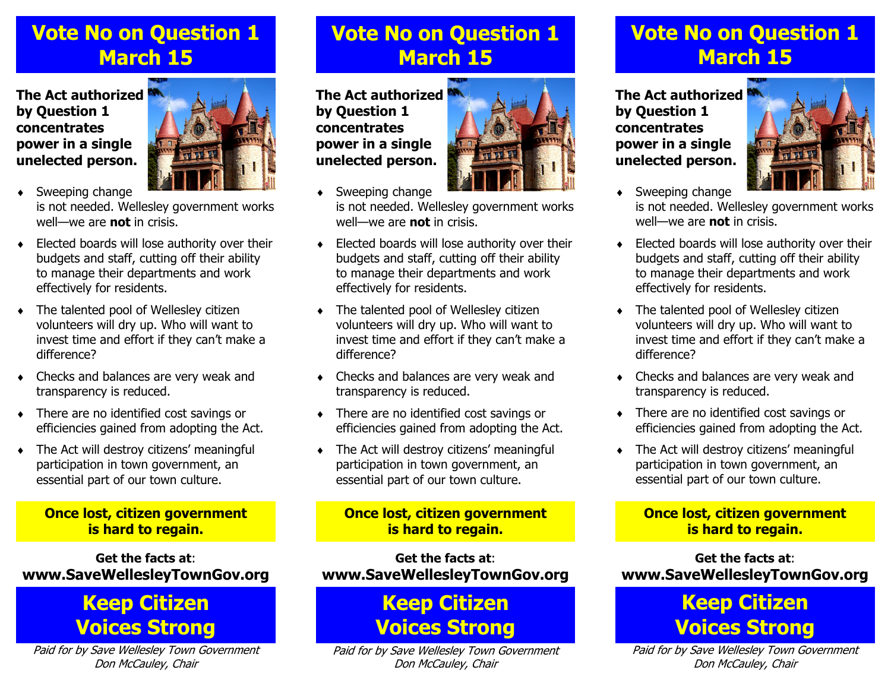# Vote No on Question 1 March 15

**The Act authorized by Question 1 concentrates power in a single unelected person.**

- Sweeping change is not needed. Wellesley government works well—we are **not** in crisis.
- Elected boards will lose authority over their budgets and staff, cutting off their ability to manage their departments and work effectively for residents.
- The talented pool of Wellesley citizen volunteers will dry up. Who will want to invest time and effort if they can't make a difference?
- Checks and balances are very weak and transparency is reduced.
- There are no identified cost savings or efficiencies gained from adopting the Act.
- The Act will destroy citizens' meaningful participation in town government, an essential part of our town culture.

**Once lost, citizen government is hard to regain.**

**Get the facts at**:
**www.SaveWellesleyTownGov.org**

## Keep Citizen Voices Strong

*Paid for by Save Wellesley Town Government*
*Don McCauley, Chair*

# Vote No on Question 1 March 15

**The Act authorized by Question 1 concentrates power in a single unelected person.**

- Sweeping change is not needed. Wellesley government works well—we are **not** in crisis.
- Elected boards will lose authority over their budgets and staff, cutting off their ability to manage their departments and work effectively for residents.
- The talented pool of Wellesley citizen volunteers will dry up. Who will want to invest time and effort if they can't make a difference?
- Checks and balances are very weak and transparency is reduced.
- There are no identified cost savings or efficiencies gained from adopting the Act.
- The Act will destroy citizens' meaningful participation in town government, an essential part of our town culture.

**Once lost, citizen government is hard to regain.**

**Get the facts at**:
**www.SaveWellesleyTownGov.org**

## Keep Citizen Voices Strong

*Paid for by Save Wellesley Town Government*
*Don McCauley, Chair*

# Vote No on Question 1 March 15

**The Act authorized by Question 1 concentrates power in a single unelected person.**

- Sweeping change is not needed. Wellesley government works well—we are **not** in crisis.
- Elected boards will lose authority over their budgets and staff, cutting off their ability to manage their departments and work effectively for residents.
- The talented pool of Wellesley citizen volunteers will dry up. Who will want to invest time and effort if they can't make a difference?
- Checks and balances are very weak and transparency is reduced.
- There are no identified cost savings or efficiencies gained from adopting the Act.
- The Act will destroy citizens' meaningful participation in town government, an essential part of our town culture.

**Once lost, citizen government is hard to regain.**

**Get the facts at**:
**www.SaveWellesleyTownGov.org**

## Keep Citizen Voices Strong

*Paid for by Save Wellesley Town Government*
*Don McCauley, Chair*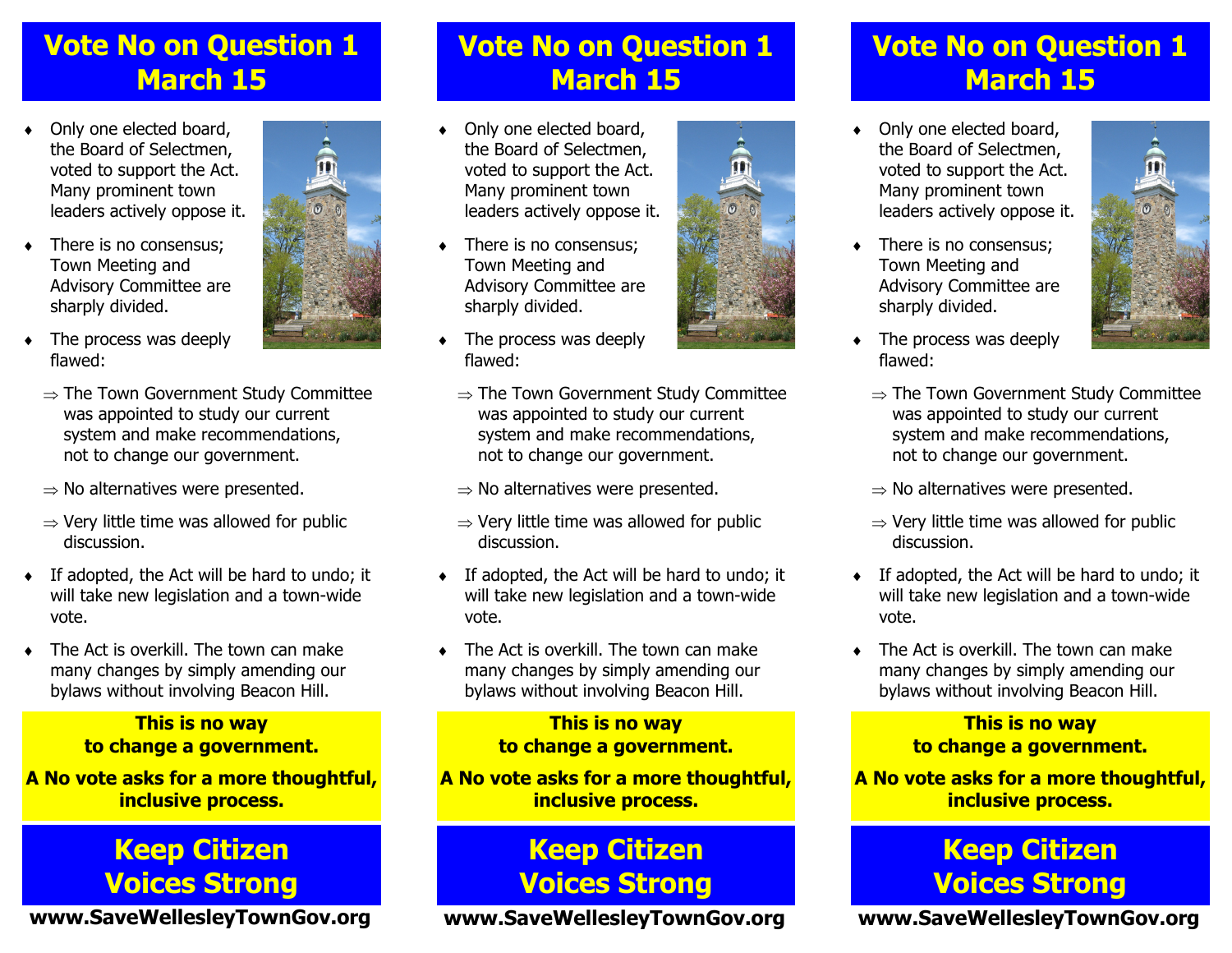# Vote No on Question 1
# March 15

- Only one elected board, the Board of Selectmen, voted to support the Act. Many prominent town leaders actively oppose it.
- There is no consensus; Town Meeting and Advisory Committee are sharply divided.
- The process was deeply flawed:
  - ⇒ The Town Government Study Committee was appointed to study our current system and make recommendations, not to change our government.
  - ⇒ No alternatives were presented.
  - ⇒ Very little time was allowed for public discussion.
- If adopted, the Act will be hard to undo; it will take new legislation and a town-wide vote.
- The Act is overkill. The town can make many changes by simply amending our bylaws without involving Beacon Hill.

**This is no way to change a government.**

**A No vote asks for a more thoughtful, inclusive process.**

## Keep Citizen Voices Strong

**www.SaveWellesleyTownGov.org**

# Vote No on Question 1
# March 15

- Only one elected board, the Board of Selectmen, voted to support the Act. Many prominent town leaders actively oppose it.
- There is no consensus; Town Meeting and Advisory Committee are sharply divided.
- The process was deeply flawed:
  - ⇒ The Town Government Study Committee was appointed to study our current system and make recommendations, not to change our government.
  - ⇒ No alternatives were presented.
  - ⇒ Very little time was allowed for public discussion.
- If adopted, the Act will be hard to undo; it will take new legislation and a town-wide vote.
- The Act is overkill. The town can make many changes by simply amending our bylaws without involving Beacon Hill.

**This is no way to change a government.**

**A No vote asks for a more thoughtful, inclusive process.**

## Keep Citizen Voices Strong

**www.SaveWellesleyTownGov.org**

# Vote No on Question 1
# March 15

- Only one elected board, the Board of Selectmen, voted to support the Act. Many prominent town leaders actively oppose it.
- There is no consensus; Town Meeting and Advisory Committee are sharply divided.
- The process was deeply flawed:
  - ⇒ The Town Government Study Committee was appointed to study our current system and make recommendations, not to change our government.
  - ⇒ No alternatives were presented.
  - ⇒ Very little time was allowed for public discussion.
- If adopted, the Act will be hard to undo; it will take new legislation and a town-wide vote.
- The Act is overkill. The town can make many changes by simply amending our bylaws without involving Beacon Hill.

**This is no way to change a government.**

**A No vote asks for a more thoughtful, inclusive process.**

## Keep Citizen Voices Strong

**www.SaveWellesleyTownGov.org**